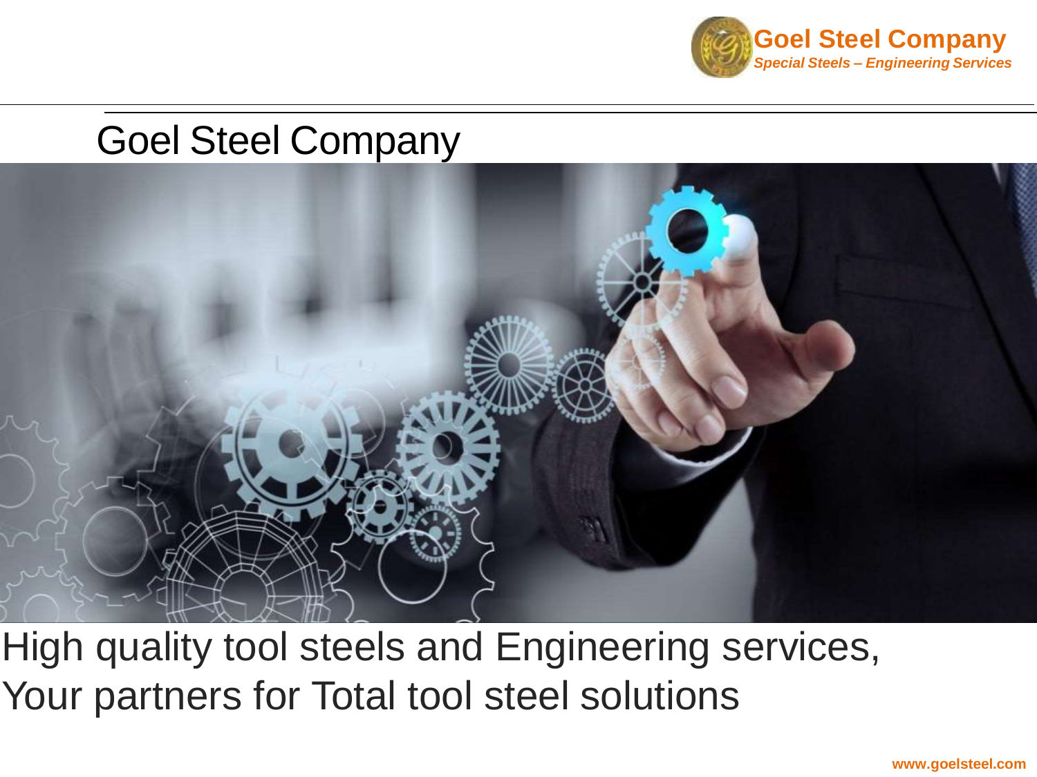Goel Steel Company
*Special Steels – Engineering Services*

# Goel Steel Company

High quality tool steels and Engineering services,
Your partners for Total tool steel solutions

www.goelsteel.com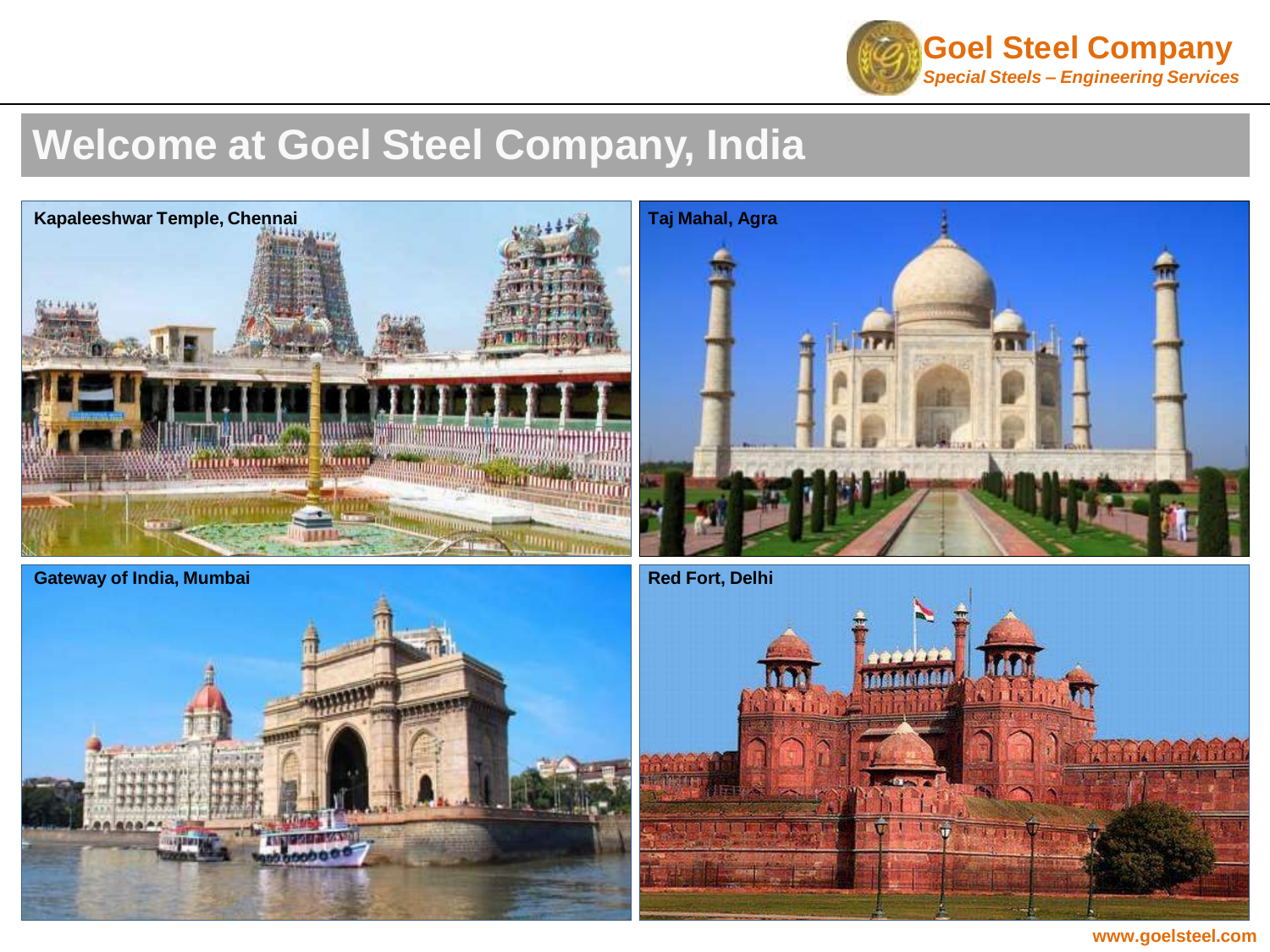Goel Steel Company

*Special Steels – Engineering Services*

# Welcome at Goel Steel Company, India

**Kapaleeshwar Temple, Chennai**

**Taj Mahal, Agra**

**Gateway of India, Mumbai**

**Red Fort, Delhi**

www.goelsteel.com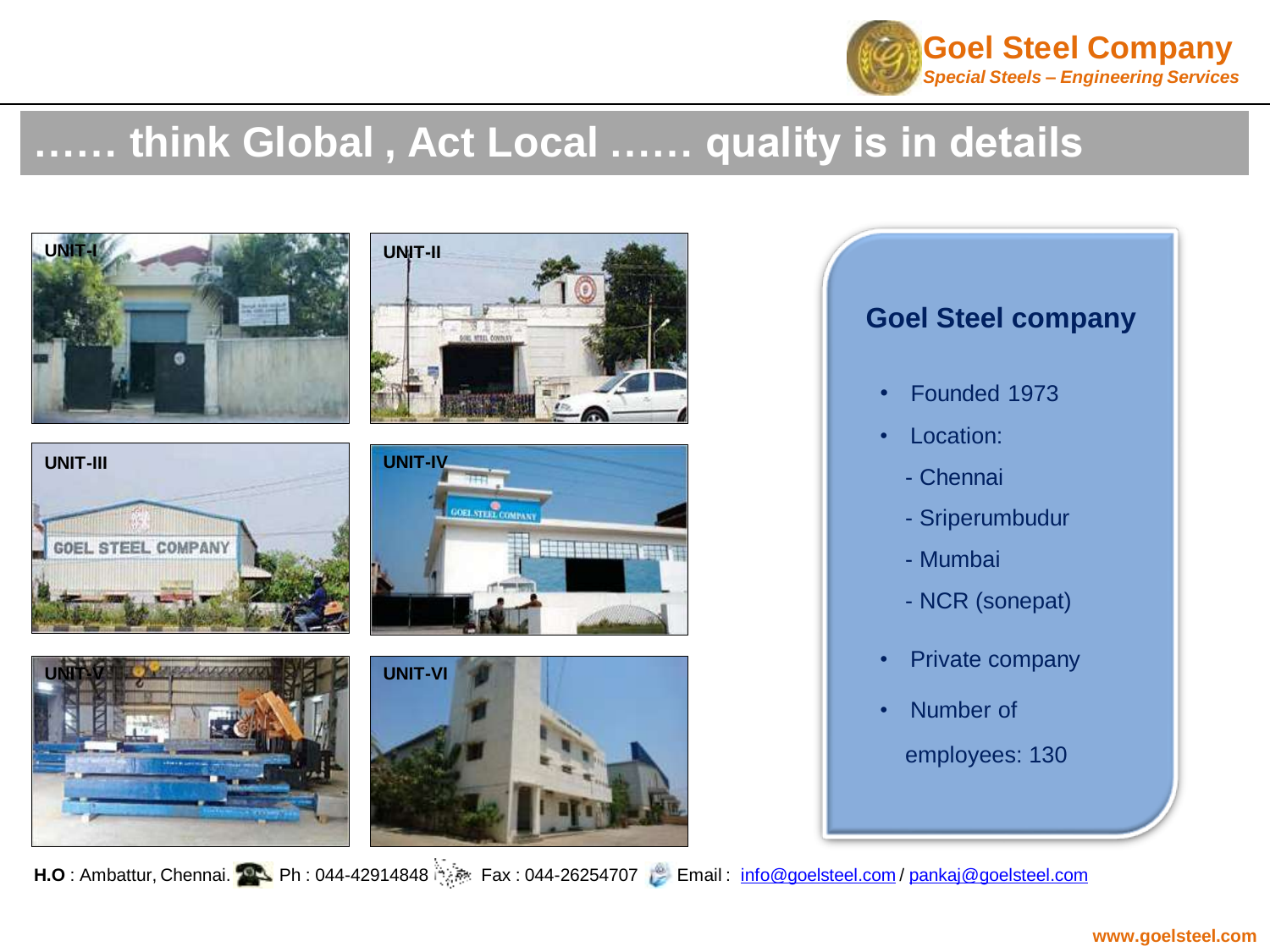## …… think Global , Act Local …… quality is in details

UNIT-I

UNIT-II

UNIT-III

UNIT-IV

UNIT-V

UNIT-VI

### Goel Steel company

- Founded 1973
- Location:
  - Chennai
  - Sriperumbudur
  - Mumbai
  - NCR (sonepat)
- Private company
- Number of employees: 130

**H.O** : Ambattur, Chennai. Ph : 044-42914848 Fax : 044-26254707 Email : info@goelsteel.com / pankaj@goelsteel.com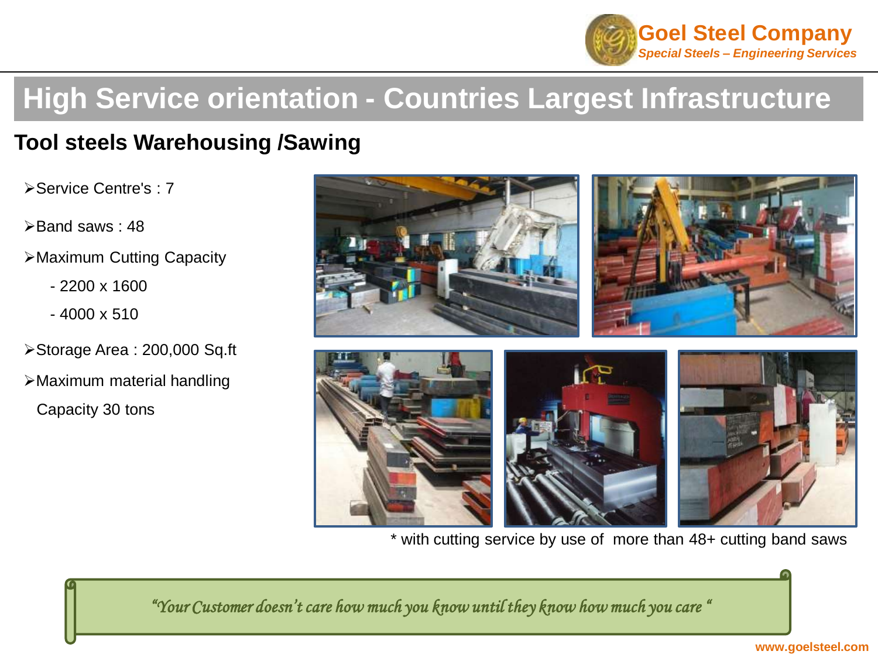# High Service orientation - Countries Largest Infrastructure

## Tool steels Warehousing /Sawing

- Service Centre's : 7
- Band saws : 48
- Maximum Cutting Capacity
  - 2200 x 1600
  - 4000 x 510
- Storage Area : 200,000 Sq.ft
- Maximum material handling Capacity 30 tons

* with cutting service by use of more than 48+ cutting band saws

*"Your Customer doesn't care how much you know until they know how much you care "*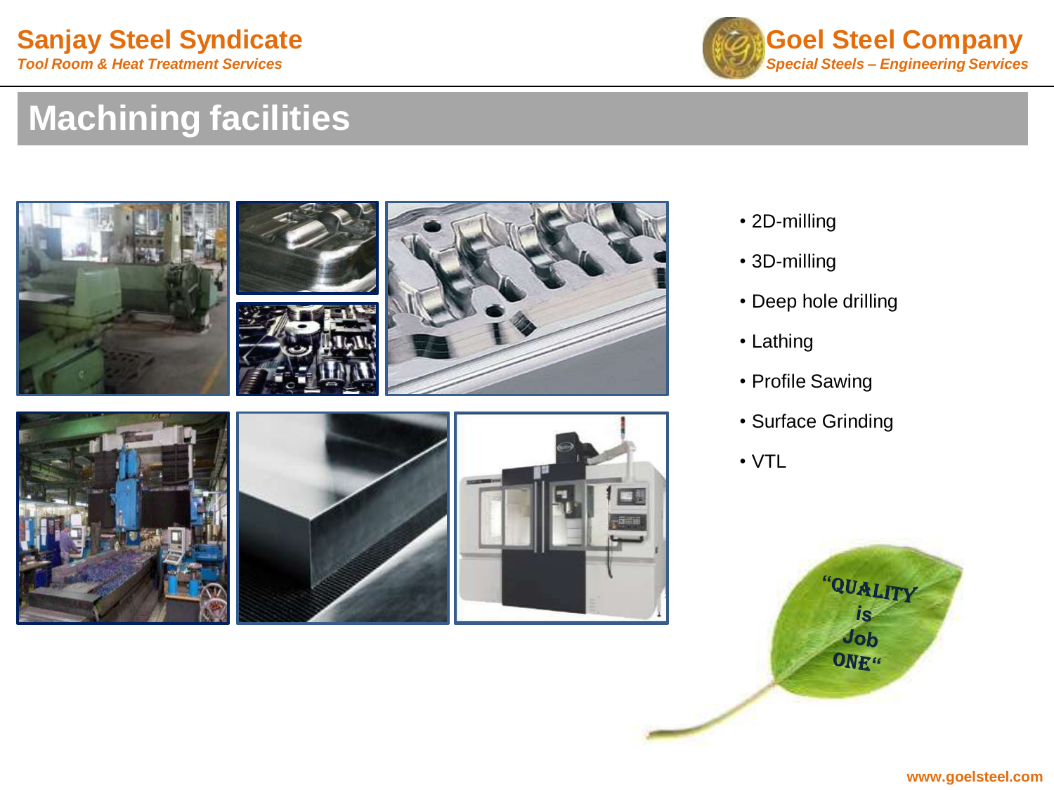# Machining facilities

- 2D-milling
- 3D-milling
- Deep hole drilling
- Lathing
- Profile Sawing
- Surface Grinding
- VTL

"QUALITY is Job ONE"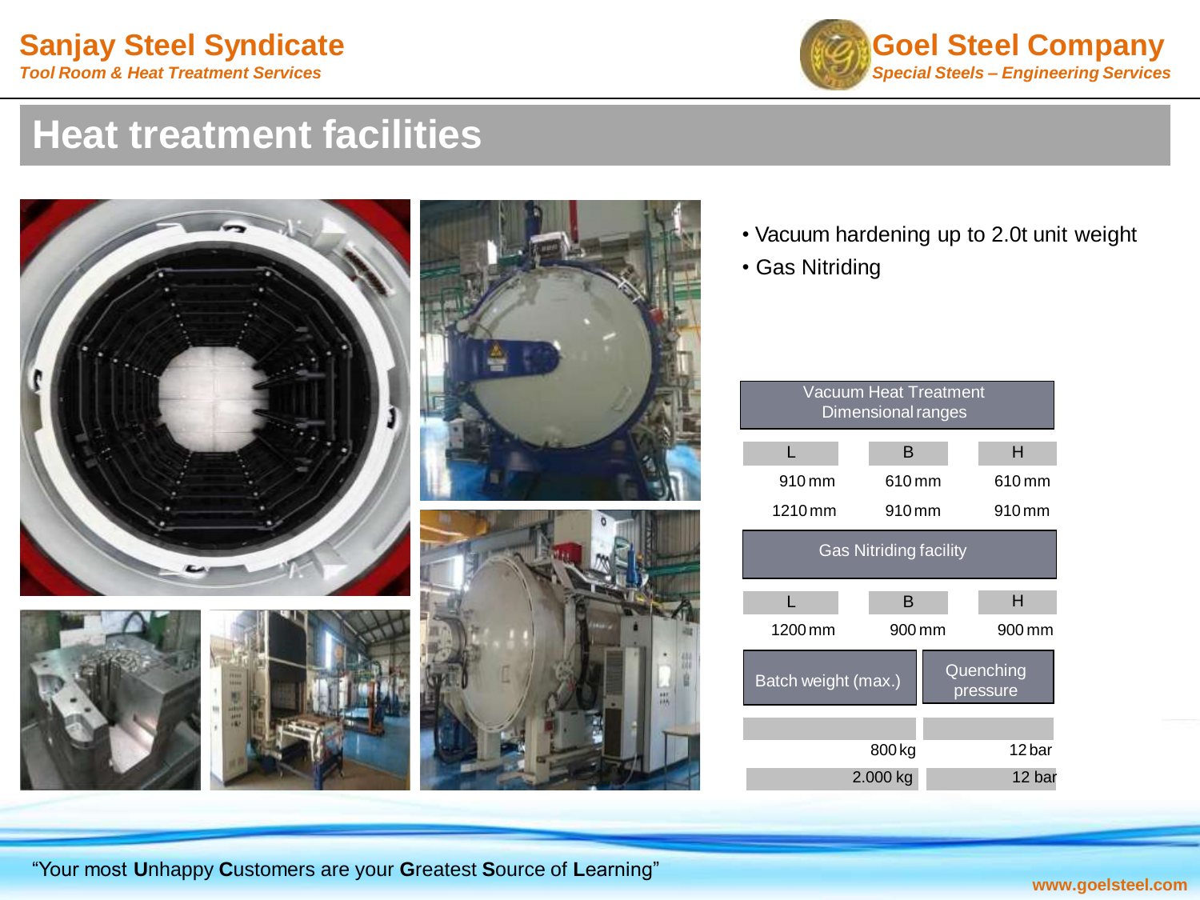# Heat treatment facilities

- Vacuum hardening up to 2.0t unit weight
- Gas Nitriding

| Vacuum Heat Treatment Dimensional ranges | | |
|---|---|---|
| L | B | H |
| 910 mm | 610 mm | 610 mm |
| 1210 mm | 910 mm | 910 mm |

| Gas Nitriding facility | | |
|---|---|---|
| L | B | H |
| 1200 mm | 900 mm | 900 mm |

| Batch weight (max.) | Quenching pressure |
|---|---|
| 800 kg | 12 bar |
| 2.000 kg | 12 bar |

"Your most **U**nhappy **C**ustomers are your **G**reatest **S**ource of **L**earning"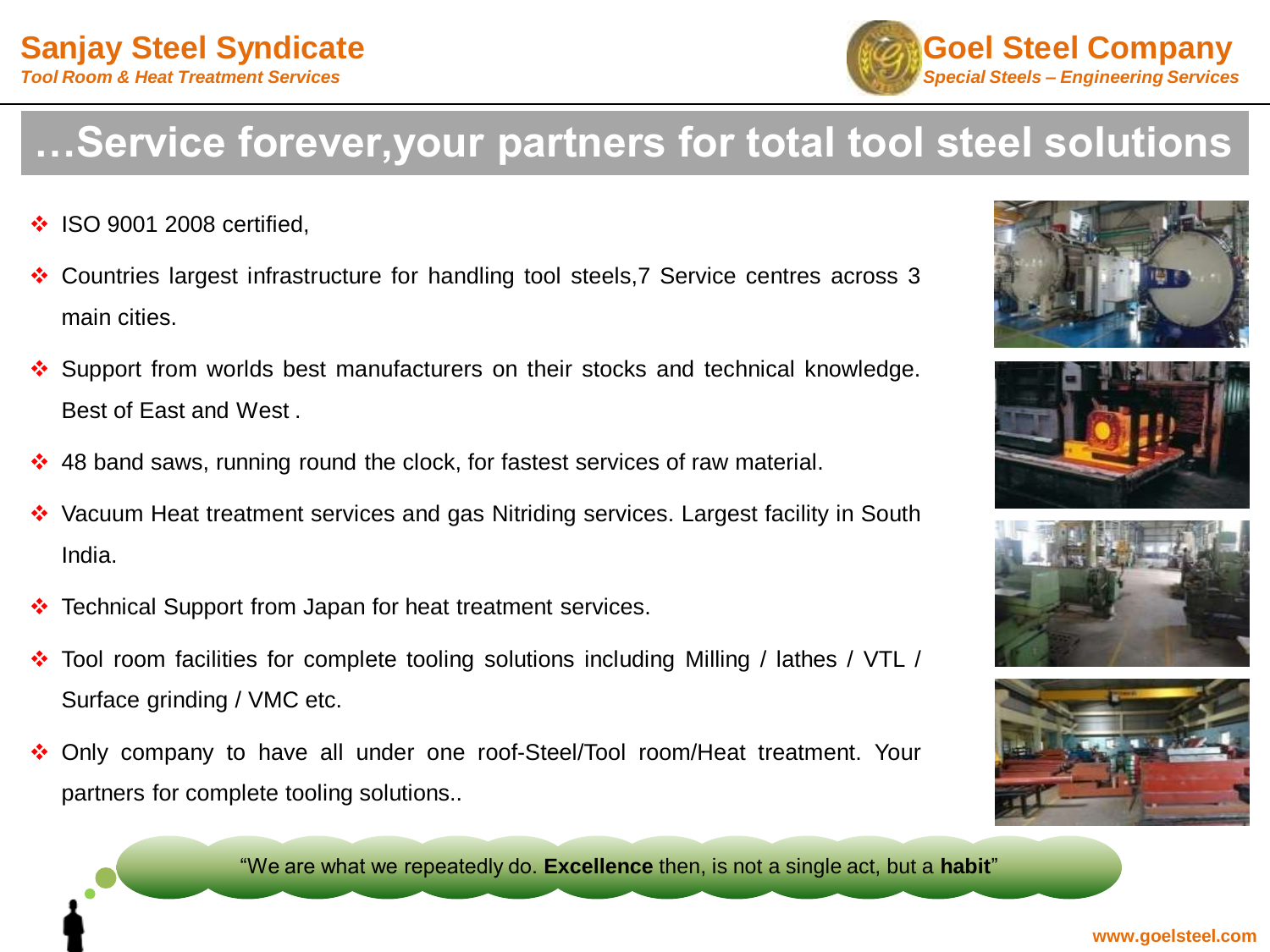**Sanjay Steel Syndicate**
*Tool Room & Heat Treatment Services*

**Goel Steel Company**
*Special Steels – Engineering Services*

# …Service forever,your partners for total tool steel solutions

- ISO 9001 2008 certified,
- Countries largest infrastructure for handling tool steels,7 Service centres across 3 main cities.
- Support from worlds best manufacturers on their stocks and technical knowledge. Best of East and West .
- 48 band saws, running round the clock, for fastest services of raw material.
- Vacuum Heat treatment services and gas Nitriding services. Largest facility in South India.
- Technical Support from Japan for heat treatment services.
- Tool room facilities for complete tooling solutions including Milling / lathes / VTL / Surface grinding / VMC etc.
- Only company to have all under one roof-Steel/Tool room/Heat treatment. Your partners for complete tooling solutions..

"We are what we repeatedly do. **Excellence** then, is not a single act, but a **habit**"

**www.goelsteel.com**